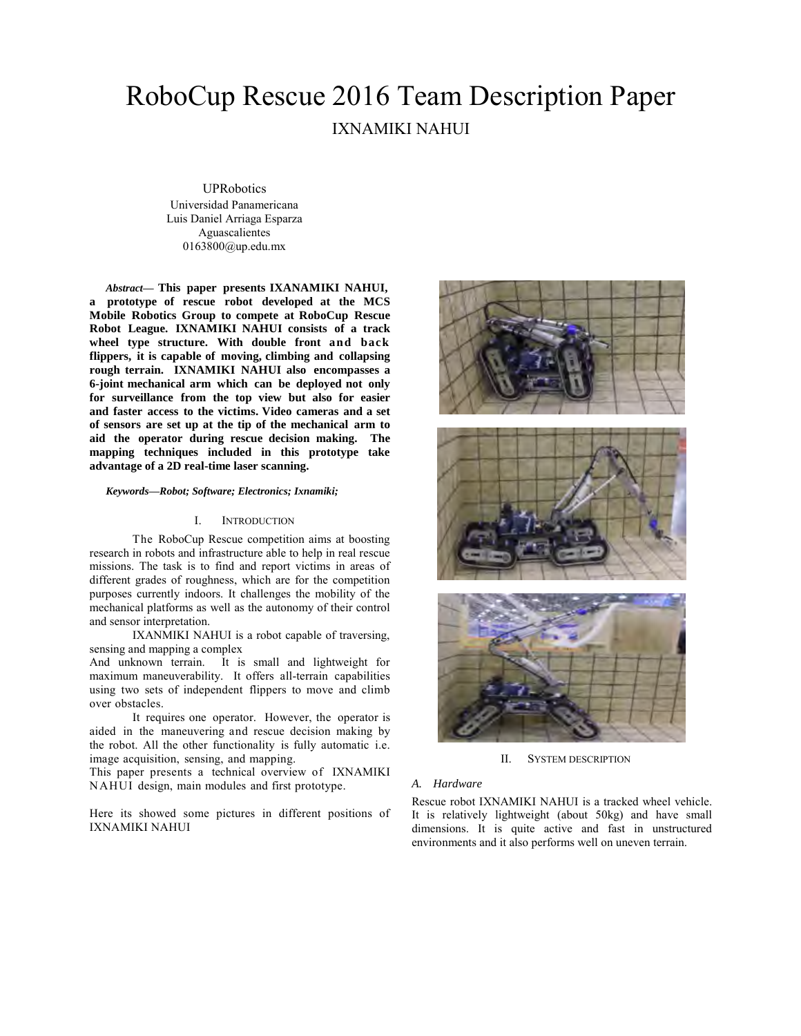# RoboCup Rescue 2016 Team Description Paper

IXNAMIKI NAHUI

UPRobotics
Universidad Panamericana
Luis Daniel Arriaga Esparza
Aguascalientes
0163800@up.edu.mx

***Abstract*— This paper presents IXANAMIKI NAHUI, a prototype of rescue robot developed at the MCS Mobile Robotics Group to compete at RoboCup Rescue Robot League. IXNAMIKI NAHUI consists of a track wheel type structure. With double front and back flippers, it is capable of moving, climbing and collapsing rough terrain. IXNAMIKI NAHUI also encompasses a 6-joint mechanical arm which can be deployed not only for surveillance from the top view but also for easier and faster access to the victims. Video cameras and a set of sensors are set up at the tip of the mechanical arm to aid the operator during rescue decision making. The mapping techniques included in this prototype take advantage of a 2D real-time laser scanning.**

***Keywords—Robot; Software; Electronics; Ixnamiki;***

## I. INTRODUCTION

The RoboCup Rescue competition aims at boosting research in robots and infrastructure able to help in real rescue missions. The task is to find and report victims in areas of different grades of roughness, which are for the competition purposes currently indoors. It challenges the mobility of the mechanical platforms as well as the autonomy of their control and sensor interpretation.

IXANMIKI NAHUI is a robot capable of traversing, sensing and mapping a complex
And unknown terrain. It is small and lightweight for maximum maneuverability. It offers all-terrain capabilities using two sets of independent flippers to move and climb over obstacles.

It requires one operator. However, the operator is aided in the maneuvering and rescue decision making by the robot. All the other functionality is fully automatic i.e. image acquisition, sensing, and mapping.

This paper presents a technical overview of IXNAMIKI NAHUI design, main modules and first prototype.

Here its showed some pictures in different positions of IXNAMIKI NAHUI

## II. SYSTEM DESCRIPTION

### *A. Hardware*

Rescue robot IXNAMIKI NAHUI is a tracked wheel vehicle. It is relatively lightweight (about 50kg) and have small dimensions. It is quite active and fast in unstructured environments and it also performs well on uneven terrain.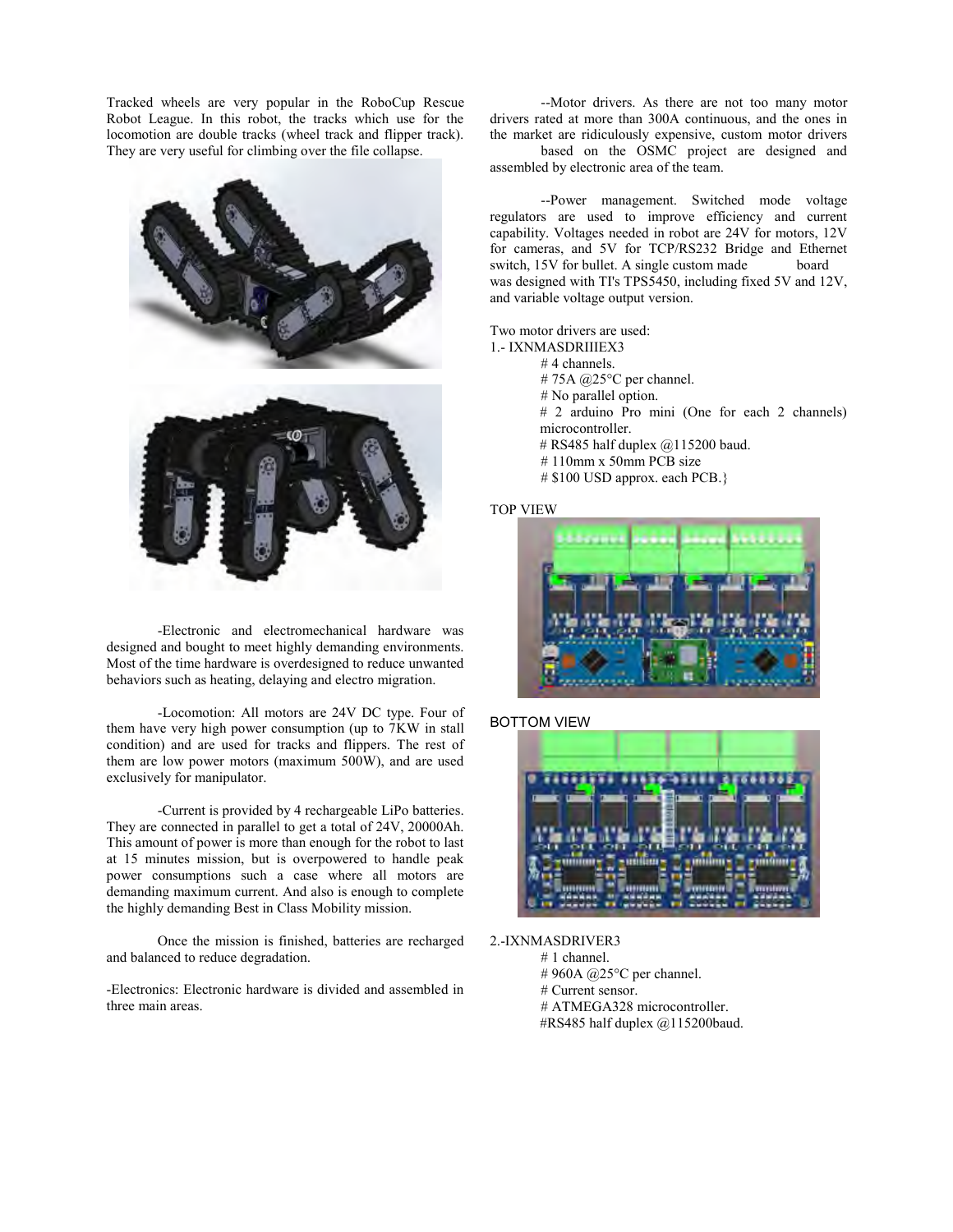Tracked wheels are very popular in the RoboCup Rescue Robot League. In this robot, the tracks which use for the locomotion are double tracks (wheel track and flipper track). They are very useful for climbing over the file collapse.

-Electronic and electromechanical hardware was designed and bought to meet highly demanding environments. Most of the time hardware is overdesigned to reduce unwanted behaviors such as heating, delaying and electro migration.

-Locomotion: All motors are 24V DC type. Four of them have very high power consumption (up to 7KW in stall condition) and are used for tracks and flippers. The rest of them are low power motors (maximum 500W), and are used exclusively for manipulator.

-Current is provided by 4 rechargeable LiPo batteries. They are connected in parallel to get a total of 24V, 20000Ah. This amount of power is more than enough for the robot to last at 15 minutes mission, but is overpowered to handle peak power consumptions such a case where all motors are demanding maximum current. And also is enough to complete the highly demanding Best in Class Mobility mission.

Once the mission is finished, batteries are recharged and balanced to reduce degradation.

-Electronics: Electronic hardware is divided and assembled in three main areas.

--Motor drivers. As there are not too many motor drivers rated at more than 300A continuous, and the ones in the market are ridiculously expensive, custom motor drivers based on the OSMC project are designed and assembled by electronic area of the team.

--Power management. Switched mode voltage regulators are used to improve efficiency and current capability. Voltages needed in robot are 24V for motors, 12V for cameras, and 5V for TCP/RS232 Bridge and Ethernet switch, 15V for bullet. A single custom made board was designed with TI's TPS5450, including fixed 5V and 12V, and variable voltage output version.

Two motor drivers are used:

1.- IXNMASDRIIIEX3

- # 4 channels.
- # 75A @25°C per channel.
- # No parallel option.
- # 2 arduino Pro mini (One for each 2 channels) microcontroller.
- # RS485 half duplex @115200 baud.
- # 110mm x 50mm PCB size
- # $100 USD approx. each PCB.}

TOP VIEW

BOTTOM VIEW

2.-IXNMASDRIVER3

- # 1 channel.
- # 960A @25°C per channel.
- # Current sensor.
- # ATMEGA328 microcontroller.
- #RS485 half duplex @115200baud.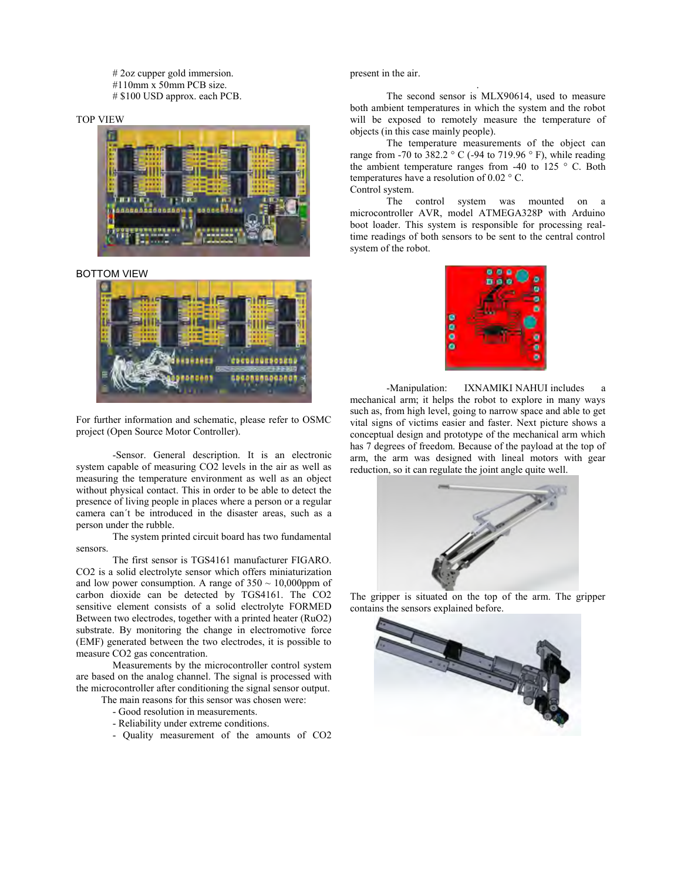# 2oz cupper gold immersion.
#110mm x 50mm PCB size.
# $100 USD approx. each PCB.

TOP VIEW

BOTTOM VIEW

For further information and schematic, please refer to OSMC project (Open Source Motor Controller).

-Sensor. General description. It is an electronic system capable of measuring CO2 levels in the air as well as measuring the temperature environment as well as an object without physical contact. This in order to be able to detect the presence of living people in places where a person or a regular camera can´t be introduced in the disaster areas, such as a person under the rubble.

The system printed circuit board has two fundamental sensors.

The first sensor is TGS4161 manufacturer FIGARO. CO2 is a solid electrolyte sensor which offers miniaturization and low power consumption. A range of 350 ~ 10,000ppm of carbon dioxide can be detected by TGS4161. The CO2 sensitive element consists of a solid electrolyte FORMED Between two electrodes, together with a printed heater (RuO2) substrate. By monitoring the change in electromotive force (EMF) generated between the two electrodes, it is possible to measure CO2 gas concentration.

Measurements by the microcontroller control system are based on the analog channel. The signal is processed with the microcontroller after conditioning the signal sensor output.

The main reasons for this sensor was chosen were:

- Good resolution in measurements.
- Reliability under extreme conditions.
- Quality measurement of the amounts of CO2 present in the air.

The second sensor is MLX90614, used to measure both ambient temperatures in which the system and the robot will be exposed to remotely measure the temperature of objects (in this case mainly people).

The temperature measurements of the object can range from -70 to 382.2 ° C (-94 to 719.96 ° F), while reading the ambient temperature ranges from -40 to 125 ° C. Both temperatures have a resolution of 0.02 ° C.

Control system.

The control system was mounted on a microcontroller AVR, model ATMEGA328P with Arduino boot loader. This system is responsible for processing real-time readings of both sensors to be sent to the central control system of the robot.

-Manipulation: IXNAMIKI NAHUI includes a mechanical arm; it helps the robot to explore in many ways such as, from high level, going to narrow space and able to get vital signs of victims easier and faster. Next picture shows a conceptual design and prototype of the mechanical arm which has 7 degrees of freedom. Because of the payload at the top of arm, the arm was designed with lineal motors with gear reduction, so it can regulate the joint angle quite well.

The gripper is situated on the top of the arm. The gripper contains the sensors explained before.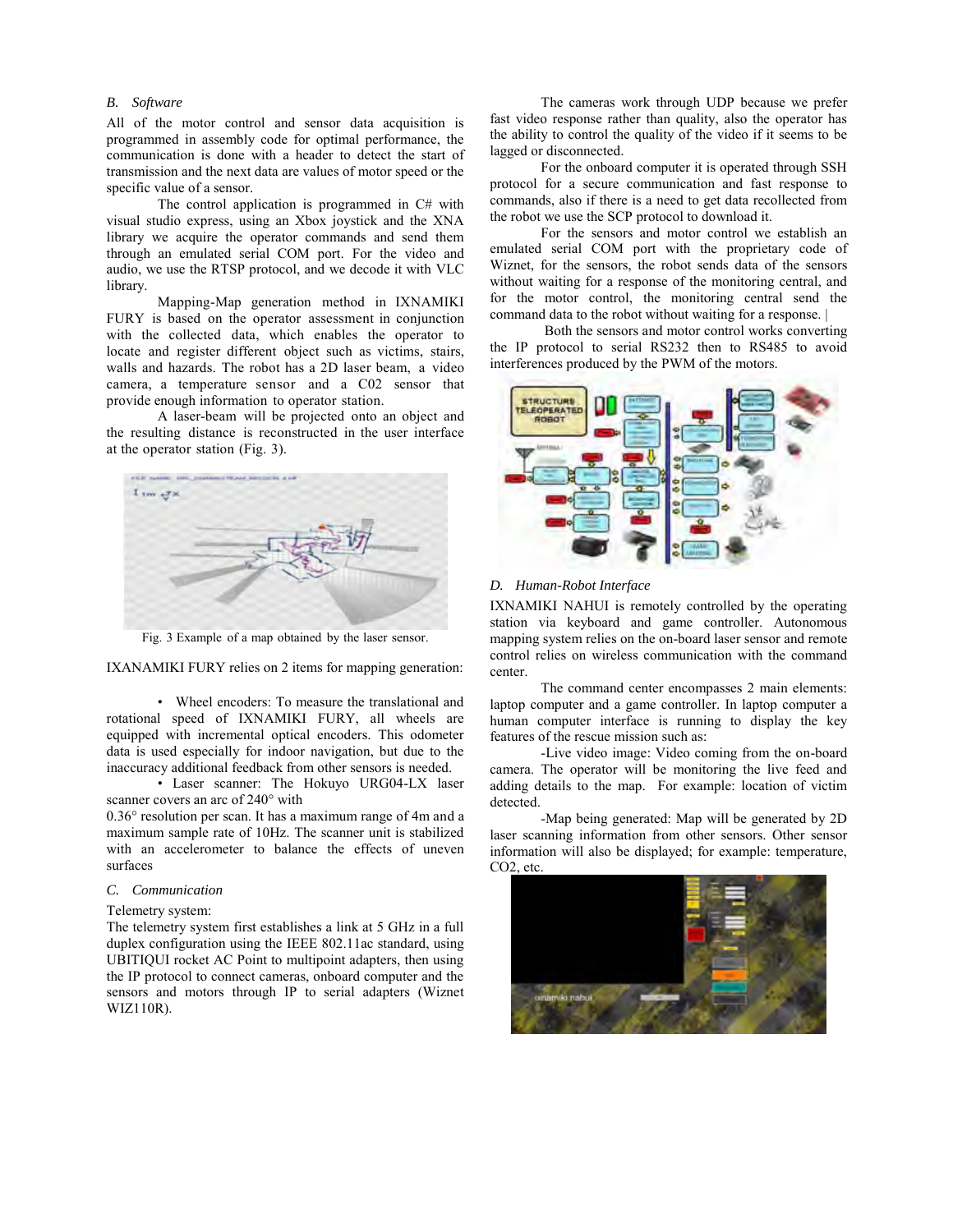### B. Software

All of the motor control and sensor data acquisition is programmed in assembly code for optimal performance, the communication is done with a header to detect the start of transmission and the next data are values of motor speed or the specific value of a sensor.

The control application is programmed in C# with visual studio express, using an Xbox joystick and the XNA library we acquire the operator commands and send them through an emulated serial COM port. For the video and audio, we use the RTSP protocol, and we decode it with VLC library.

Mapping-Map generation method in IXNAMIKI FURY is based on the operator assessment in conjunction with the collected data, which enables the operator to locate and register different object such as victims, stairs, walls and hazards. The robot has a 2D laser beam, a video camera, a temperature sensor and a C02 sensor that provide enough information to operator station.

A laser-beam will be projected onto an object and the resulting distance is reconstructed in the user interface at the operator station (Fig. 3).

Fig. 3 Example of a map obtained by the laser sensor.

IXANAMIKI FURY relies on 2 items for mapping generation:

- Wheel encoders: To measure the translational and rotational speed of IXNAMIKI FURY, all wheels are equipped with incremental optical encoders. This odometer data is used especially for indoor navigation, but due to the inaccuracy additional feedback from other sensors is needed.
- Laser scanner: The Hokuyo URG04-LX laser scanner covers an arc of 240° with 0.36° resolution per scan. It has a maximum range of 4m and a maximum sample rate of 10Hz. The scanner unit is stabilized with an accelerometer to balance the effects of uneven surfaces

### C. Communication

Telemetry system:

The telemetry system first establishes a link at 5 GHz in a full duplex configuration using the IEEE 802.11ac standard, using UBITIQUI rocket AC Point to multipoint adapters, then using the IP protocol to connect cameras, onboard computer and the sensors and motors through IP to serial adapters (Wiznet WIZ110R).

The cameras work through UDP because we prefer fast video response rather than quality, also the operator has the ability to control the quality of the video if it seems to be lagged or disconnected.

For the onboard computer it is operated through SSH protocol for a secure communication and fast response to commands, also if there is a need to get data recollected from the robot we use the SCP protocol to download it.

For the sensors and motor control we establish an emulated serial COM port with the proprietary code of Wiznet, for the sensors, the robot sends data of the sensors without waiting for a response of the monitoring central, and for the motor control, the monitoring central send the command data to the robot without waiting for a response.

Both the sensors and motor control works converting the IP protocol to serial RS232 then to RS485 to avoid interferences produced by the PWM of the motors.

### D. Human-Robot Interface

IXNAMIKI NAHUI is remotely controlled by the operating station via keyboard and game controller. Autonomous mapping system relies on the on-board laser sensor and remote control relies on wireless communication with the command center.

The command center encompasses 2 main elements: laptop computer and a game controller. In laptop computer a human computer interface is running to display the key features of the rescue mission such as:

-Live video image: Video coming from the on-board camera. The operator will be monitoring the live feed and adding details to the map. For example: location of victim detected.

-Map being generated: Map will be generated by 2D laser scanning information from other sensors. Other sensor information will also be displayed; for example: temperature, CO2, etc.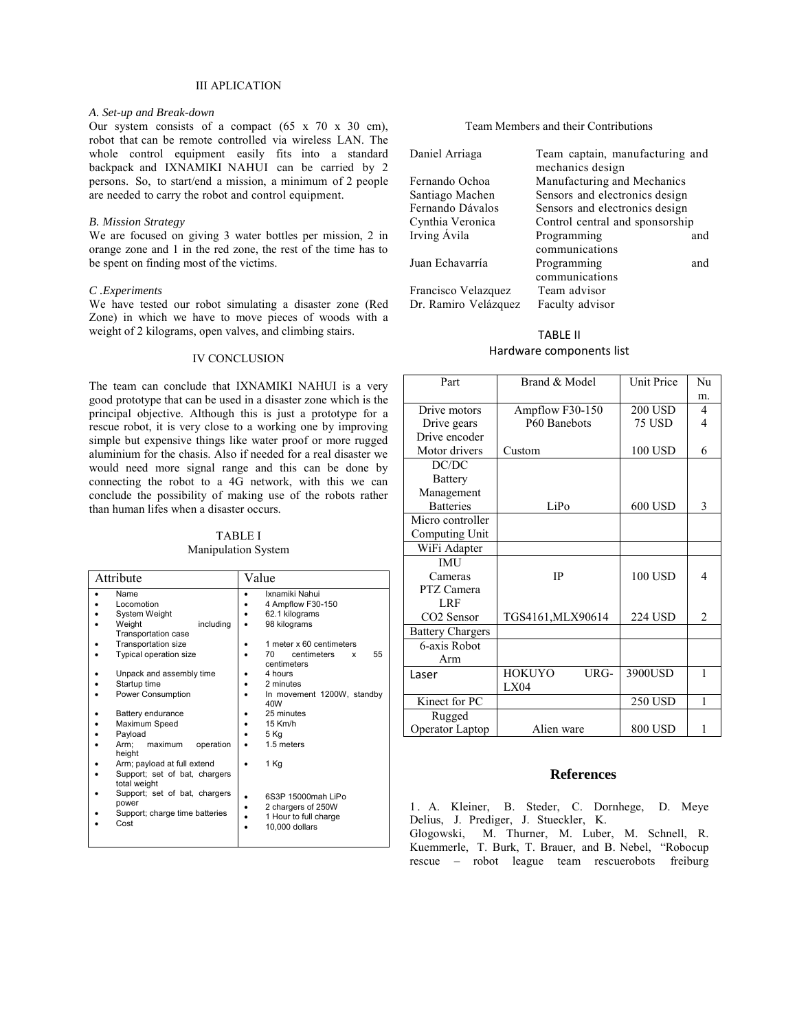## III APLICATION

### *A. Set-up and Break-down*

Our system consists of a compact (65 x 70 x 30 cm), robot that can be remote controlled via wireless LAN. The whole control equipment easily fits into a standard backpack and IXNAMIKI NAHUI can be carried by 2 persons. So, to start/end a mission, a minimum of 2 people are needed to carry the robot and control equipment.

### *B. Mission Strategy*

We are focused on giving 3 water bottles per mission, 2 in orange zone and 1 in the red zone, the rest of the time has to be spent on finding most of the victims.

### *C .Experiments*

We have tested our robot simulating a disaster zone (Red Zone) in which we have to move pieces of woods with a weight of 2 kilograms, open valves, and climbing stairs.

## IV CONCLUSION

The team can conclude that IXNAMIKI NAHUI is a very good prototype that can be used in a disaster zone which is the principal objective. Although this is just a prototype for a rescue robot, it is very close to a working one by improving simple but expensive things like water proof or more rugged aluminium for the chasis. Also if needed for a real disaster we would need more signal range and this can be done by connecting the robot to a 4G network, with this we can conclude the possibility of making use of the robots rather than human lifes when a disaster occurs.

TABLE I
Manipulation System

| Attribute | Value |
|---|---|
| Name | Ixnamiki Nahui |
| Locomotion | 4 Ampflow F30-150 |
| System Weight | 62.1 kilograms |
| Weight including Transportation case | 98 kilograms |
| Transportation size | 1 meter x 60 centimeters |
| Typical operation size | 70 centimeters x 55 centimeters |
| Unpack and assembly time | 4 hours |
| Startup time | 2 minutes |
| Power Consumption | In movement 1200W, standby 40W |
| Battery endurance | 25 minutes |
| Maximum Speed | 15 Km/h |
| Payload | 5 Kg |
| Arm; maximum operation height | 1.5 meters |
| Arm; payload at full extend | 1 Kg |
| Support; set of bat, chargers total weight | |
| Support; set of bat, chargers power | 6S3P 15000mah LiPo |
| Support; charge time batteries | 2 chargers of 250W |
| Cost | 1 Hour to full charge |
| | 10,000 dollars |

Team Members and their Contributions

| | |
|---|---|
| Daniel Arriaga | Team captain, manufacturing and mechanics design |
| Fernando Ochoa | Manufacturing and Mechanics |
| Santiago Machen | Sensors and electronics design |
| Fernando Dávalos | Sensors and electronics design |
| Cynthia Veronica | Control central and sponsorship |
| Irving Ávila | Programming and communications |
| Juan Echavarría | Programming and communications |
| Francisco Velazquez | Team advisor |
| Dr. Ramiro Velázquez | Faculty advisor |

TABLE II
Hardware components list

| Part | Brand & Model | Unit Price | Num. |
|---|---|---|---|
| Drive motors | Ampflow F30-150 | 200 USD | 4 |
| Drive gears | P60 Banebots | 75 USD | 4 |
| Drive encoder | | | |
| Motor drivers | Custom | 100 USD | 6 |
| DC/DC | | | |
| Battery Management | | | |
| Batteries | LiPo | 600 USD | 3 |
| Micro controller | | | |
| Computing Unit | | | |
| WiFi Adapter | | | |
| IMU | | | |
| Cameras | IP | 100 USD | 4 |
| PTZ Camera | | | |
| LRF | | | |
| CO2 Sensor | TGS4161,MLX90614 | 224 USD | 2 |
| Battery Chargers | | | |
| 6-axis Robot Arm | | | |
| Laser | HOKUYO URG-LX04 | 3900USD | 1 |
| Kinect for PC | | 250 USD | 1 |
| Rugged Operator Laptop | Alien ware | 800 USD | 1 |

## References

1. A. Kleiner, B. Steder, C. Dornhege, D. Meye Delius, J. Prediger, J. Stueckler, K. Glogowski, M. Thurner, M. Luber, M. Schnell, R. Kuemmerle, T. Burk, T. Brauer, and B. Nebel, "Robocup rescue – robot league team rescuerobots freiburg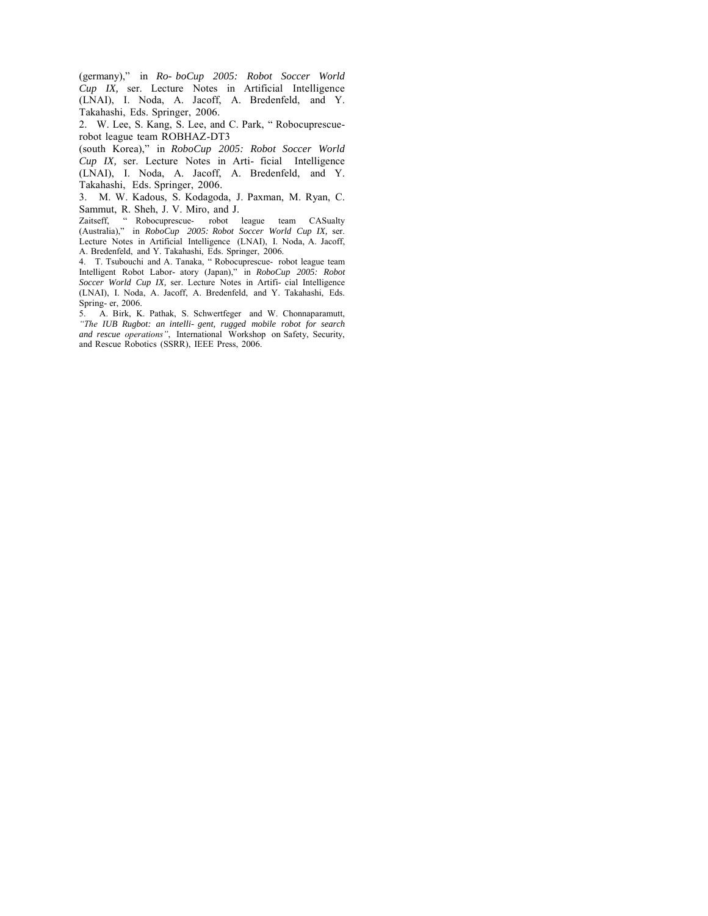(germany)," in *Ro- boCup 2005: Robot Soccer World Cup IX,* ser. Lecture Notes in Artificial Intelligence (LNAI), I. Noda, A. Jacoff, A. Bredenfeld, and Y. Takahashi, Eds. Springer, 2006.

2. W. Lee, S. Kang, S. Lee, and C. Park, " Robocuprescue-robot league team ROBHAZ-DT3 (south Korea)," in *RoboCup 2005: Robot Soccer World Cup IX,* ser. Lecture Notes in Arti- ficial Intelligence (LNAI), I. Noda, A. Jacoff, A. Bredenfeld, and Y. Takahashi, Eds. Springer, 2006.

3. M. W. Kadous, S. Kodagoda, J. Paxman, M. Ryan, C. Sammut, R. Sheh, J. V. Miro, and J. Zaitseff, " Robocuprescue- robot league team CASualty (Australia)," in *RoboCup 2005: Robot Soccer World Cup IX,* ser. Lecture Notes in Artificial Intelligence (LNAI), I. Noda, A. Jacoff, A. Bredenfeld, and Y. Takahashi, Eds. Springer, 2006.

4. T. Tsubouchi and A. Tanaka, " Robocuprescue- robot league team Intelligent Robot Labor- atory (Japan)," in *RoboCup 2005: Robot Soccer World Cup IX,* ser. Lecture Notes in Artifi- cial Intelligence (LNAI), I. Noda, A. Jacoff, A. Bredenfeld, and Y. Takahashi, Eds. Spring- er, 2006.

5. A. Birk, K. Pathak, S. Schwertfeger and W. Chonnaparamutt, *"The IUB Rugbot: an intelli- gent, rugged mobile robot for search and rescue operations"*, International Workshop on Safety, Security, and Rescue Robotics (SSRR), IEEE Press, 2006.